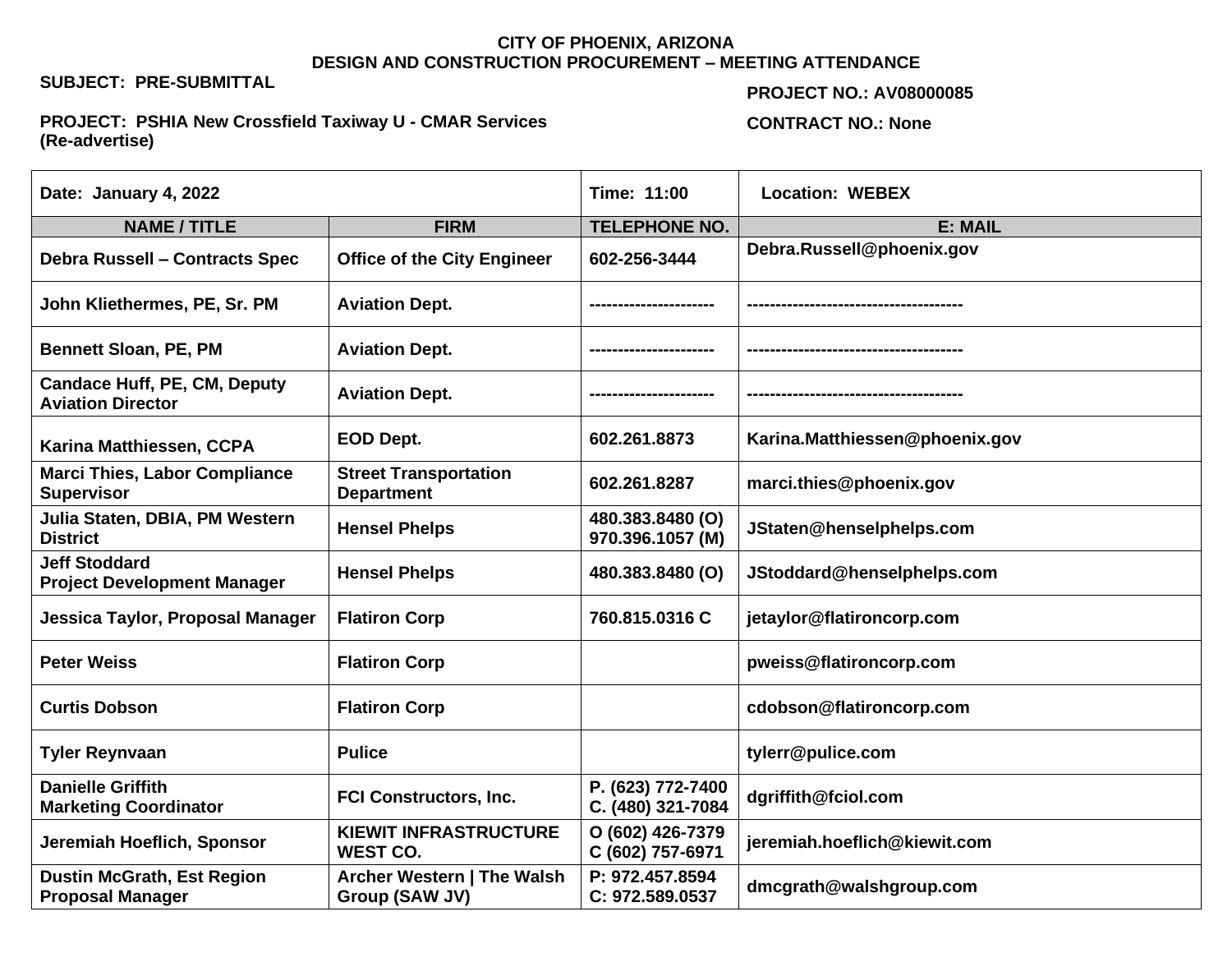**CITY OF PHOENIX, ARIZONA**
**DESIGN AND CONSTRUCTION PROCUREMENT – MEETING ATTENDANCE**

**SUBJECT: PRE-SUBMITTAL**

**PROJECT NO.: AV08000085**

**PROJECT: PSHIA New Crossfield Taxiway U - CMAR Services (Re-advertise)**

**CONTRACT NO.: None**

| Date: January 4, 2022 | | Time: 11:00 | Location: WEBEX |
|---|---|---|---|
| **NAME / TITLE** | **FIRM** | **TELEPHONE NO.** | **E: MAIL** |
| Debra Russell – Contracts Spec | Office of the City Engineer | 602-256-3444 | Debra.Russell@phoenix.gov |
| John Kliethermes, PE, Sr. PM | Aviation Dept. | --------------------- | ------------------------------------- |
| Bennett Sloan, PE, PM | Aviation Dept. | --------------------- | ------------------------------------- |
| Candace Huff, PE, CM, Deputy Aviation Director | Aviation Dept. | --------------------- | ------------------------------------- |
| Karina Matthiessen, CCPA | EOD Dept. | 602.261.8873 | Karina.Matthiessen@phoenix.gov |
| Marci Thies, Labor Compliance Supervisor | Street Transportation Department | 602.261.8287 | marci.thies@phoenix.gov |
| Julia Staten, DBIA, PM Western District | Hensel Phelps | 480.383.8480 (O) 970.396.1057 (M) | JStaten@henselphelps.com |
| Jeff Stoddard Project Development Manager | Hensel Phelps | 480.383.8480 (O) | JStoddard@henselphelps.com |
| Jessica Taylor, Proposal Manager | Flatiron Corp | 760.815.0316 C | jetaylor@flatironcorp.com |
| Peter Weiss | Flatiron Corp | | pweiss@flatironcorp.com |
| Curtis Dobson | Flatiron Corp | | cdobson@flatironcorp.com |
| Tyler Reynvaan | Pulice | | tylerr@pulice.com |
| Danielle Griffith Marketing Coordinator | FCI Constructors, Inc. | P. (623) 772-7400 C. (480) 321-7084 | dgriffith@fciol.com |
| Jeremiah Hoeflich, Sponsor | KIEWIT INFRASTRUCTURE WEST CO. | O (602) 426-7379 C (602) 757-6971 | jeremiah.hoeflich@kiewit.com |
| Dustin McGrath, Est Region Proposal Manager | Archer Western \| The Walsh Group (SAW JV) | P: 972.457.8594 C: 972.589.0537 | dmcgrath@walshgroup.com |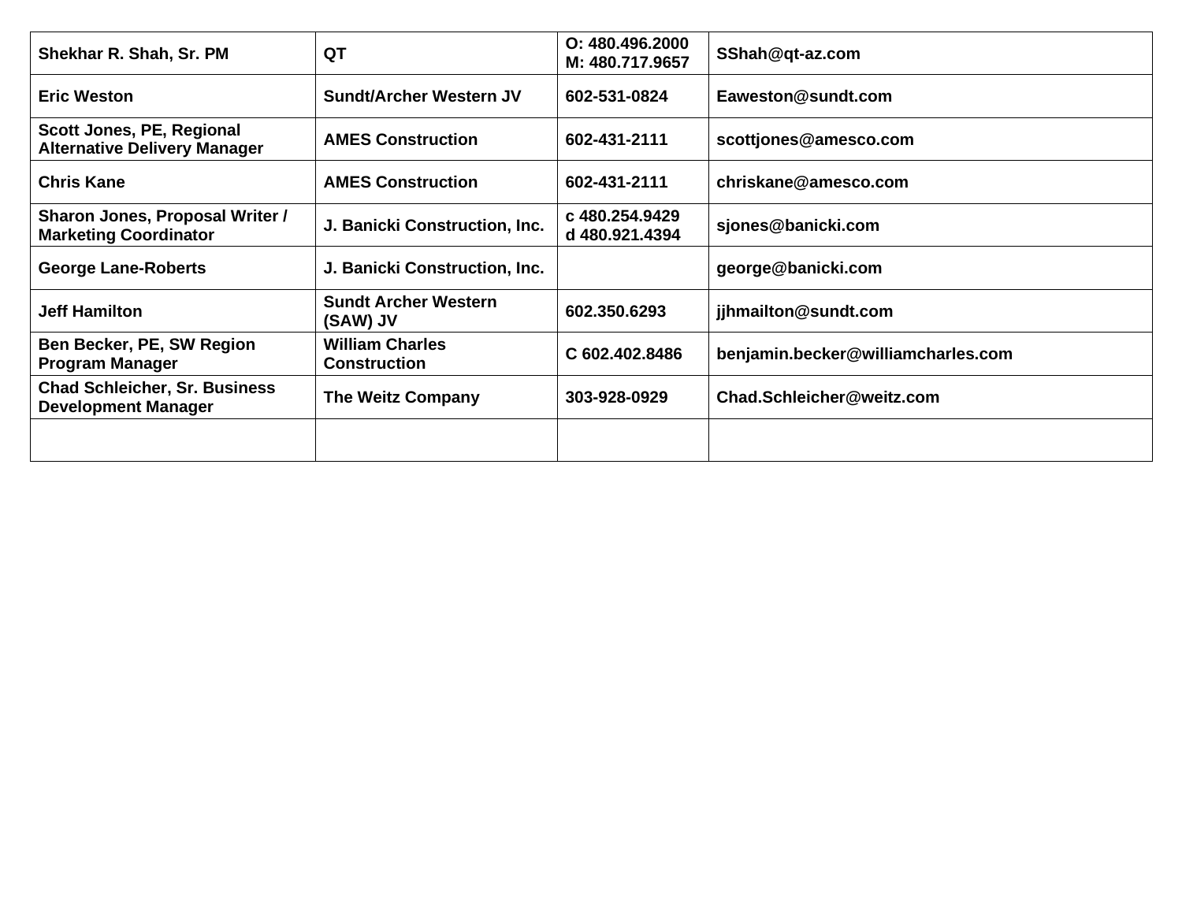| | | | |
|---|---|---|---|
| Shekhar R. Shah, Sr. PM | QT | O: 480.496.2000<br>M: 480.717.9657 | SShah@qt-az.com |
| Eric Weston | Sundt/Archer Western JV | 602-531-0824 | Eaweston@sundt.com |
| Scott Jones, PE, Regional Alternative Delivery Manager | AMES Construction | 602-431-2111 | scottjones@amesco.com |
| Chris Kane | AMES Construction | 602-431-2111 | chriskane@amesco.com |
| Sharon Jones, Proposal Writer / Marketing Coordinator | J. Banicki Construction, Inc. | c 480.254.9429<br>d 480.921.4394 | sjones@banicki.com |
| George Lane-Roberts | J. Banicki Construction, Inc. | | george@banicki.com |
| Jeff Hamilton | Sundt Archer Western (SAW) JV | 602.350.6293 | jjhmailton@sundt.com |
| Ben Becker, PE, SW Region Program Manager | William Charles Construction | C 602.402.8486 | benjamin.becker@williamcharles.com |
| Chad Schleicher, Sr. Business Development Manager | The Weitz Company | 303-928-0929 | Chad.Schleicher@weitz.com |
| | | | |